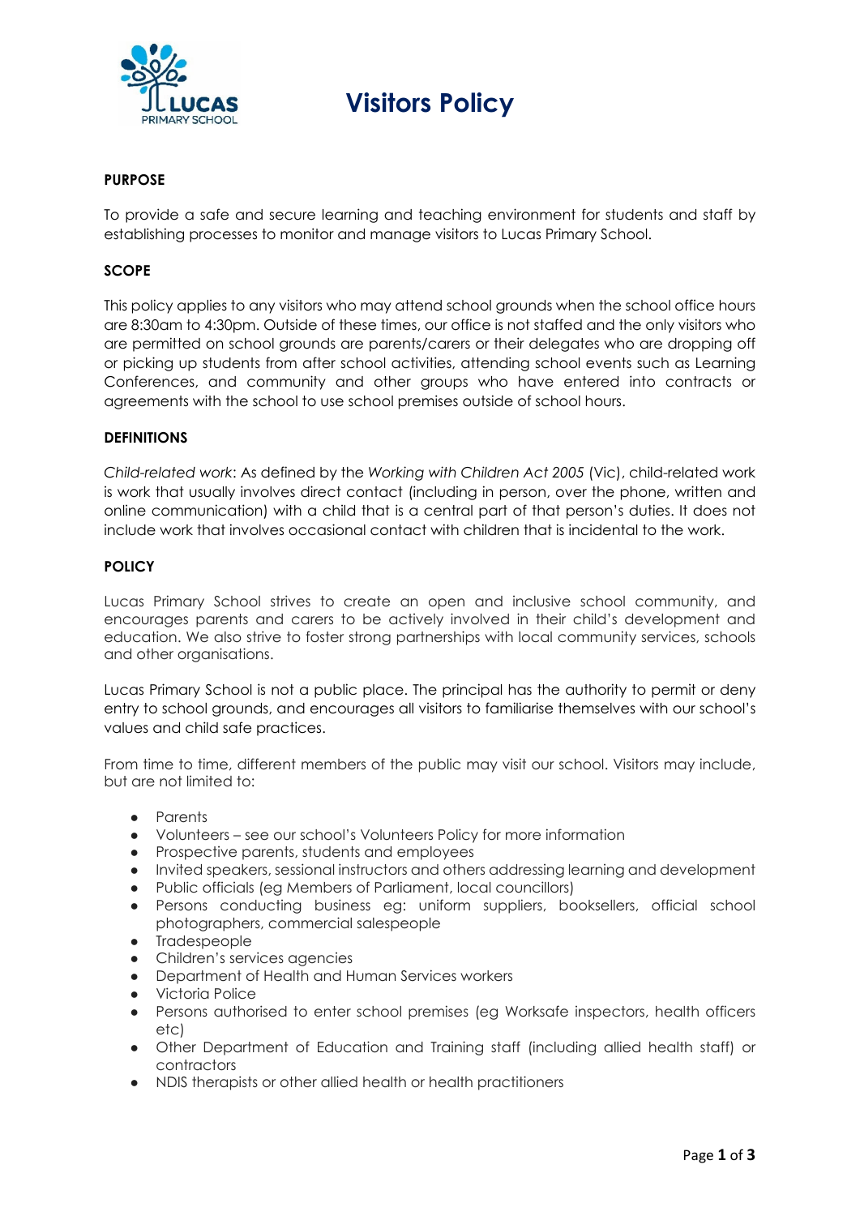# Visitors Policy

## PURPOSE

To provide a safe and secure learning and teaching environment for students and staff by establishing processes to monitor and manage visitors to Lucas Primary School.

## SCOPE

This policy applies to any visitors who may attend school grounds when the school office hours are 8:30am to 4:30pm. Outside of these times, our office is not staffed and the only visitors who are permitted on school grounds are parents/carers or their delegates who are dropping off or picking up students from after school activities, attending school events such as Learning Conferences, and community and other groups who have entered into contracts or agreements with the school to use school premises outside of school hours.

## DEFINITIONS

*Child-related work*: As defined by the *Working with Children Act 2005* (Vic), child-related work is work that usually involves direct contact (including in person, over the phone, written and online communication) with a child that is a central part of that person's duties. It does not include work that involves occasional contact with children that is incidental to the work.

## POLICY

Lucas Primary School strives to create an open and inclusive school community, and encourages parents and carers to be actively involved in their child's development and education. We also strive to foster strong partnerships with local community services, schools and other organisations.

Lucas Primary School is not a public place. The principal has the authority to permit or deny entry to school grounds, and encourages all visitors to familiarise themselves with our school's values and child safe practices.

From time to time, different members of the public may visit our school. Visitors may include, but are not limited to:

- Parents
- Volunteers – see our school's Volunteers Policy for more information
- Prospective parents, students and employees
- Invited speakers, sessional instructors and others addressing learning and development
- Public officials (eg Members of Parliament, local councillors)
- Persons conducting business eg: uniform suppliers, booksellers, official school photographers, commercial salespeople
- Tradespeople
- Children's services agencies
- Department of Health and Human Services workers
- Victoria Police
- Persons authorised to enter school premises (eg Worksafe inspectors, health officers etc)
- Other Department of Education and Training staff (including allied health staff) or contractors
- NDIS therapists or other allied health or health practitioners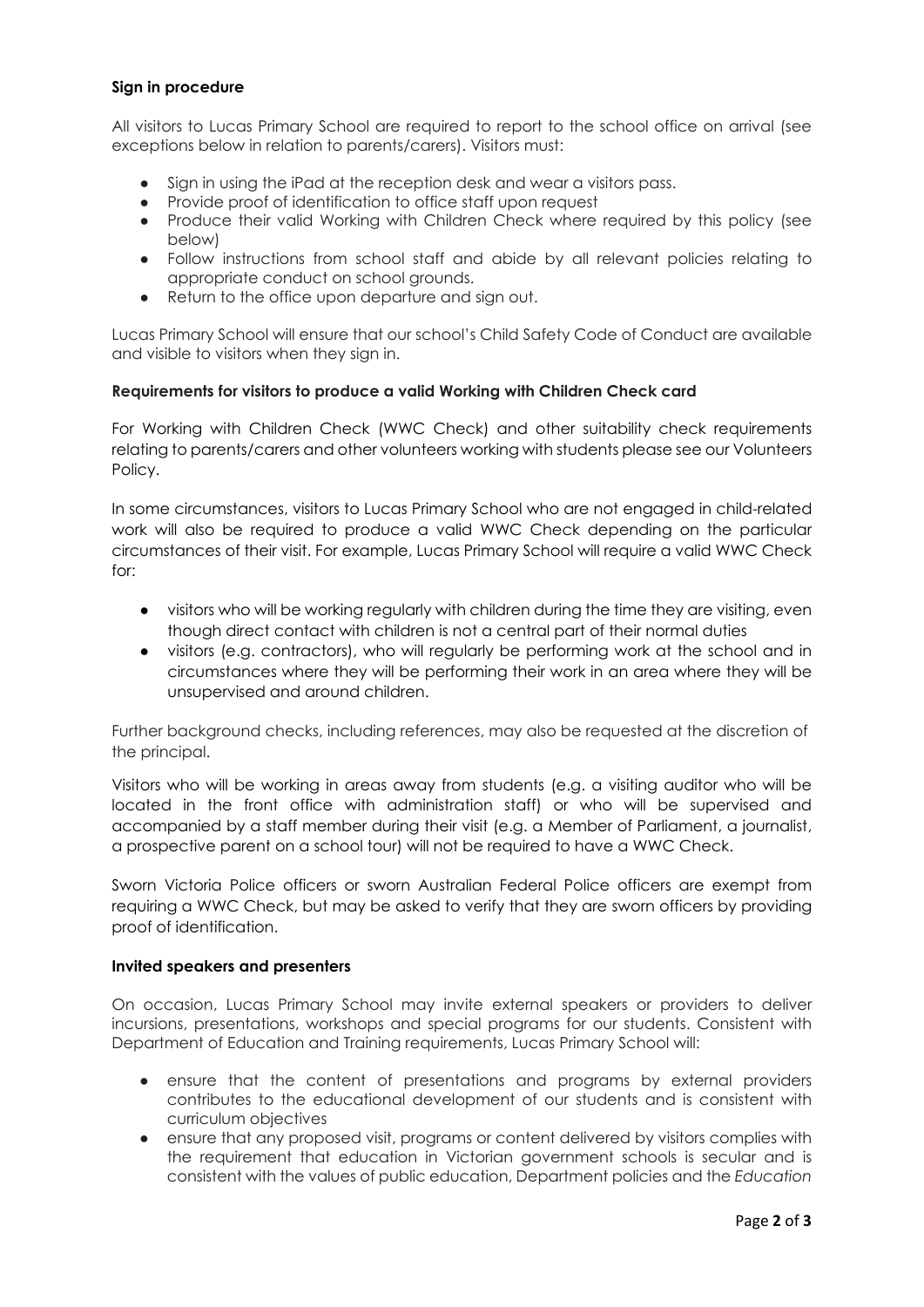**Sign in procedure**

All visitors to Lucas Primary School are required to report to the school office on arrival (see exceptions below in relation to parents/carers). Visitors must:

- Sign in using the iPad at the reception desk and wear a visitors pass.
- Provide proof of identification to office staff upon request
- Produce their valid Working with Children Check where required by this policy (see below)
- Follow instructions from school staff and abide by all relevant policies relating to appropriate conduct on school grounds.
- Return to the office upon departure and sign out.

Lucas Primary School will ensure that our school's Child Safety Code of Conduct are available and visible to visitors when they sign in.

**Requirements for visitors to produce a valid Working with Children Check card**

For Working with Children Check (WWC Check) and other suitability check requirements relating to parents/carers and other volunteers working with students please see our Volunteers Policy.

In some circumstances, visitors to Lucas Primary School who are not engaged in child-related work will also be required to produce a valid WWC Check depending on the particular circumstances of their visit. For example, Lucas Primary School will require a valid WWC Check for:

- visitors who will be working regularly with children during the time they are visiting, even though direct contact with children is not a central part of their normal duties
- visitors (e.g. contractors), who will regularly be performing work at the school and in circumstances where they will be performing their work in an area where they will be unsupervised and around children.

Further background checks, including references, may also be requested at the discretion of the principal.

Visitors who will be working in areas away from students (e.g. a visiting auditor who will be located in the front office with administration staff) or who will be supervised and accompanied by a staff member during their visit (e.g. a Member of Parliament, a journalist, a prospective parent on a school tour) will not be required to have a WWC Check.

Sworn Victoria Police officers or sworn Australian Federal Police officers are exempt from requiring a WWC Check, but may be asked to verify that they are sworn officers by providing proof of identification.

**Invited speakers and presenters**

On occasion, Lucas Primary School may invite external speakers or providers to deliver incursions, presentations, workshops and special programs for our students. Consistent with Department of Education and Training requirements, Lucas Primary School will:

- ensure that the content of presentations and programs by external providers contributes to the educational development of our students and is consistent with curriculum objectives
- ensure that any proposed visit, programs or content delivered by visitors complies with the requirement that education in Victorian government schools is secular and is consistent with the values of public education, Department policies and the *Education*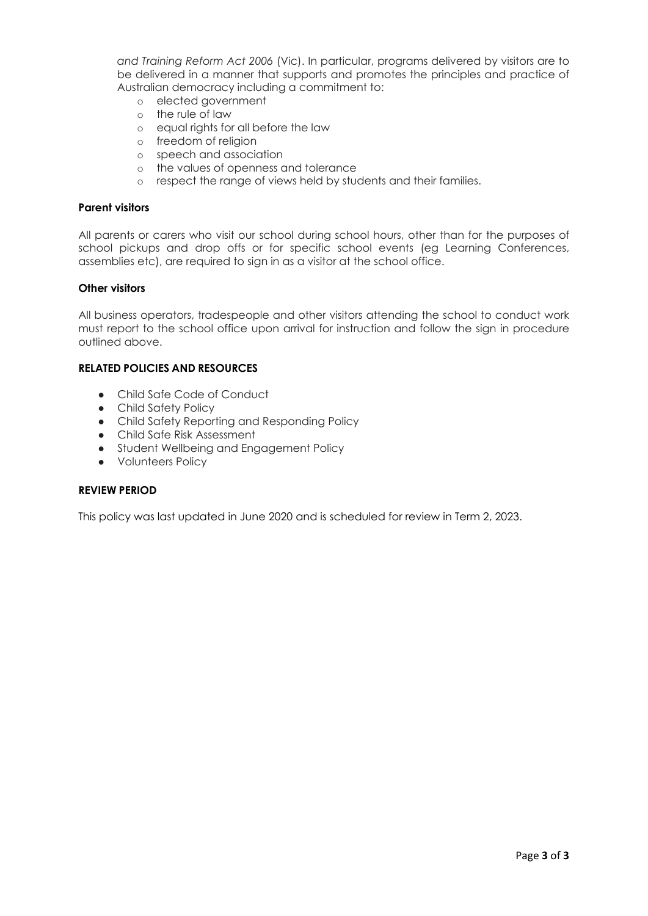*and Training Reform Act 2006* (Vic). In particular, programs delivered by visitors are to be delivered in a manner that supports and promotes the principles and practice of Australian democracy including a commitment to:

- elected government
- the rule of law
- equal rights for all before the law
- freedom of religion
- speech and association
- the values of openness and tolerance
- respect the range of views held by students and their families.

**Parent visitors**

All parents or carers who visit our school during school hours, other than for the purposes of school pickups and drop offs or for specific school events (eg Learning Conferences, assemblies etc), are required to sign in as a visitor at the school office.

**Other visitors**

All business operators, tradespeople and other visitors attending the school to conduct work must report to the school office upon arrival for instruction and follow the sign in procedure outlined above.

**RELATED POLICIES AND RESOURCES**

- Child Safe Code of Conduct
- Child Safety Policy
- Child Safety Reporting and Responding Policy
- Child Safe Risk Assessment
- Student Wellbeing and Engagement Policy
- Volunteers Policy

**REVIEW PERIOD**

This policy was last updated in June 2020 and is scheduled for review in Term 2, 2023.